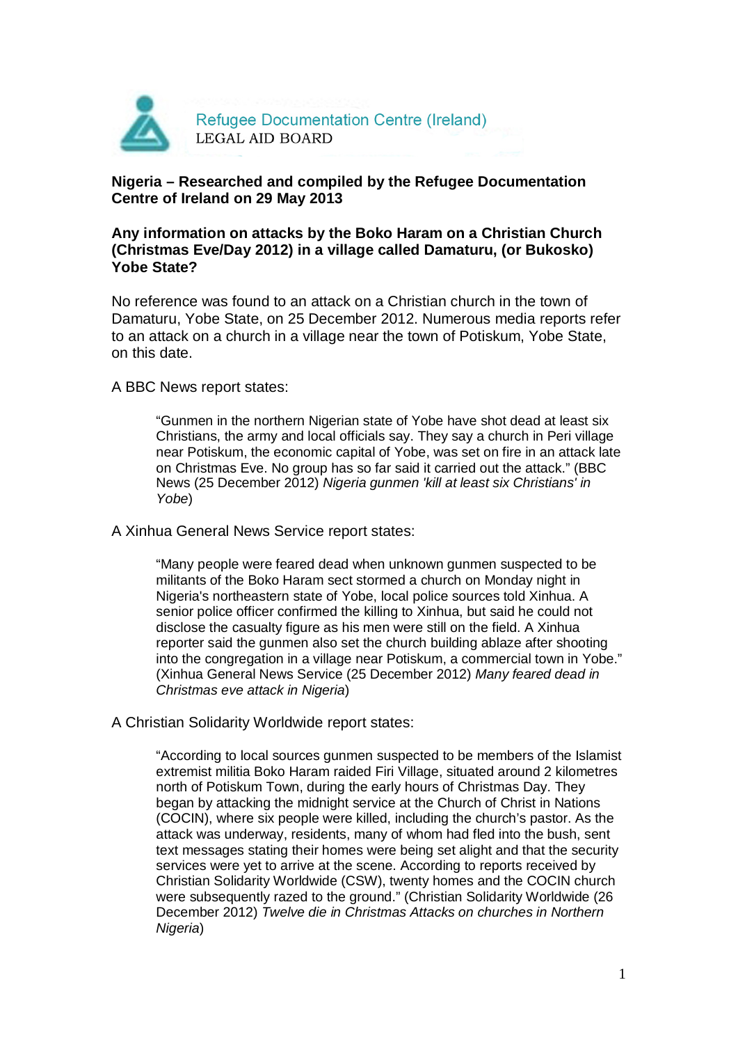Refugee Documentation Centre (Ireland)
LEGAL AID BOARD

**Nigeria – Researched and compiled by the Refugee Documentation Centre of Ireland on 29 May 2013**

**Any information on attacks by the Boko Haram on a Christian Church (Christmas Eve/Day 2012) in a village called Damaturu, (or Bukosko) Yobe State?**

No reference was found to an attack on a Christian church in the town of Damaturu, Yobe State, on 25 December 2012. Numerous media reports refer to an attack on a church in a village near the town of Potiskum, Yobe State, on this date.

A BBC News report states:

> "Gunmen in the northern Nigerian state of Yobe have shot dead at least six Christians, the army and local officials say. They say a church in Peri village near Potiskum, the economic capital of Yobe, was set on fire in an attack late on Christmas Eve. No group has so far said it carried out the attack." (BBC News (25 December 2012) *Nigeria gunmen 'kill at least six Christians' in Yobe*)

A Xinhua General News Service report states:

> "Many people were feared dead when unknown gunmen suspected to be militants of the Boko Haram sect stormed a church on Monday night in Nigeria's northeastern state of Yobe, local police sources told Xinhua. A senior police officer confirmed the killing to Xinhua, but said he could not disclose the casualty figure as his men were still on the field. A Xinhua reporter said the gunmen also set the church building ablaze after shooting into the congregation in a village near Potiskum, a commercial town in Yobe." (Xinhua General News Service (25 December 2012) *Many feared dead in Christmas eve attack in Nigeria*)

A Christian Solidarity Worldwide report states:

> "According to local sources gunmen suspected to be members of the Islamist extremist militia Boko Haram raided Firi Village, situated around 2 kilometres north of Potiskum Town, during the early hours of Christmas Day. They began by attacking the midnight service at the Church of Christ in Nations (COCIN), where six people were killed, including the church's pastor. As the attack was underway, residents, many of whom had fled into the bush, sent text messages stating their homes were being set alight and that the security services were yet to arrive at the scene. According to reports received by Christian Solidarity Worldwide (CSW), twenty homes and the COCIN church were subsequently razed to the ground." (Christian Solidarity Worldwide (26 December 2012) *Twelve die in Christmas Attacks on churches in Northern Nigeria*)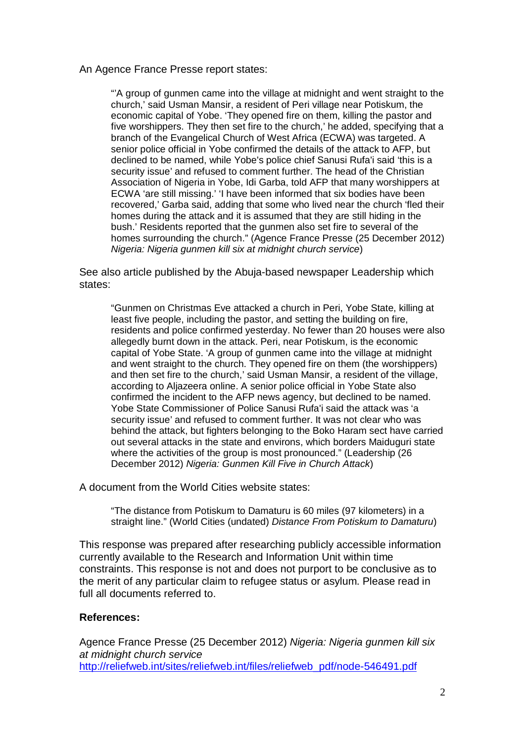An Agence France Presse report states:

> "'A group of gunmen came into the village at midnight and went straight to the church,' said Usman Mansir, a resident of Peri village near Potiskum, the economic capital of Yobe. 'They opened fire on them, killing the pastor and five worshippers. They then set fire to the church,' he added, specifying that a branch of the Evangelical Church of West Africa (ECWA) was targeted. A senior police official in Yobe confirmed the details of the attack to AFP, but declined to be named, while Yobe's police chief Sanusi Rufa'i said 'this is a security issue' and refused to comment further. The head of the Christian Association of Nigeria in Yobe, Idi Garba, told AFP that many worshippers at ECWA 'are still missing.' 'I have been informed that six bodies have been recovered,' Garba said, adding that some who lived near the church 'fled their homes during the attack and it is assumed that they are still hiding in the bush.' Residents reported that the gunmen also set fire to several of the homes surrounding the church." (Agence France Presse (25 December 2012) *Nigeria: Nigeria gunmen kill six at midnight church service*)

See also article published by the Abuja-based newspaper Leadership which states:

> "Gunmen on Christmas Eve attacked a church in Peri, Yobe State, killing at least five people, including the pastor, and setting the building on fire, residents and police confirmed yesterday. No fewer than 20 houses were also allegedly burnt down in the attack. Peri, near Potiskum, is the economic capital of Yobe State. 'A group of gunmen came into the village at midnight and went straight to the church. They opened fire on them (the worshippers) and then set fire to the church,' said Usman Mansir, a resident of the village, according to Aljazeera online. A senior police official in Yobe State also confirmed the incident to the AFP news agency, but declined to be named. Yobe State Commissioner of Police Sanusi Rufa'i said the attack was 'a security issue' and refused to comment further. It was not clear who was behind the attack, but fighters belonging to the Boko Haram sect have carried out several attacks in the state and environs, which borders Maiduguri state where the activities of the group is most pronounced." (Leadership (26 December 2012) *Nigeria: Gunmen Kill Five in Church Attack*)

A document from the World Cities website states:

> "The distance from Potiskum to Damaturu is 60 miles (97 kilometers) in a straight line." (World Cities (undated) *Distance From Potiskum to Damaturu*)

This response was prepared after researching publicly accessible information currently available to the Research and Information Unit within time constraints. This response is not and does not purport to be conclusive as to the merit of any particular claim to refugee status or asylum. Please read in full all documents referred to.

**References:**

Agence France Presse (25 December 2012) *Nigeria: Nigeria gunmen kill six at midnight church service*
http://reliefweb.int/sites/reliefweb.int/files/reliefweb_pdf/node-546491.pdf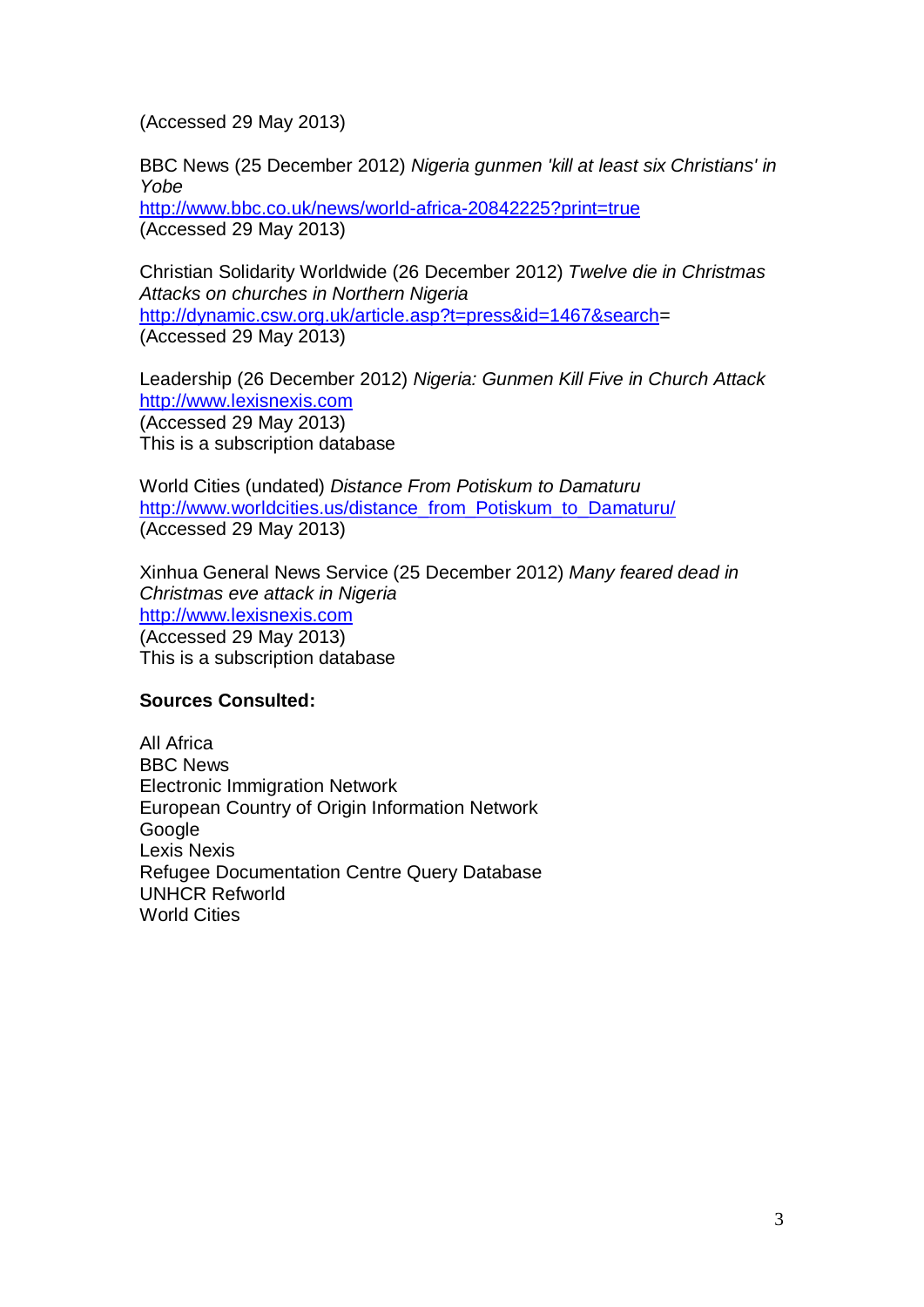(Accessed 29 May 2013)

BBC News (25 December 2012) *Nigeria gunmen 'kill at least six Christians' in Yobe*
http://www.bbc.co.uk/news/world-africa-20842225?print=true
(Accessed 29 May 2013)

Christian Solidarity Worldwide (26 December 2012) *Twelve die in Christmas Attacks on churches in Northern Nigeria*
http://dynamic.csw.org.uk/article.asp?t=press&id=1467&search=
(Accessed 29 May 2013)

Leadership (26 December 2012) *Nigeria: Gunmen Kill Five in Church Attack*
http://www.lexisnexis.com
(Accessed 29 May 2013)
This is a subscription database

World Cities (undated) *Distance From Potiskum to Damaturu*
http://www.worldcities.us/distance_from_Potiskum_to_Damaturu/
(Accessed 29 May 2013)

Xinhua General News Service (25 December 2012) *Many feared dead in Christmas eve attack in Nigeria*
http://www.lexisnexis.com
(Accessed 29 May 2013)
This is a subscription database

**Sources Consulted:**

All Africa
BBC News
Electronic Immigration Network
European Country of Origin Information Network
Google
Lexis Nexis
Refugee Documentation Centre Query Database
UNHCR Refworld
World Cities